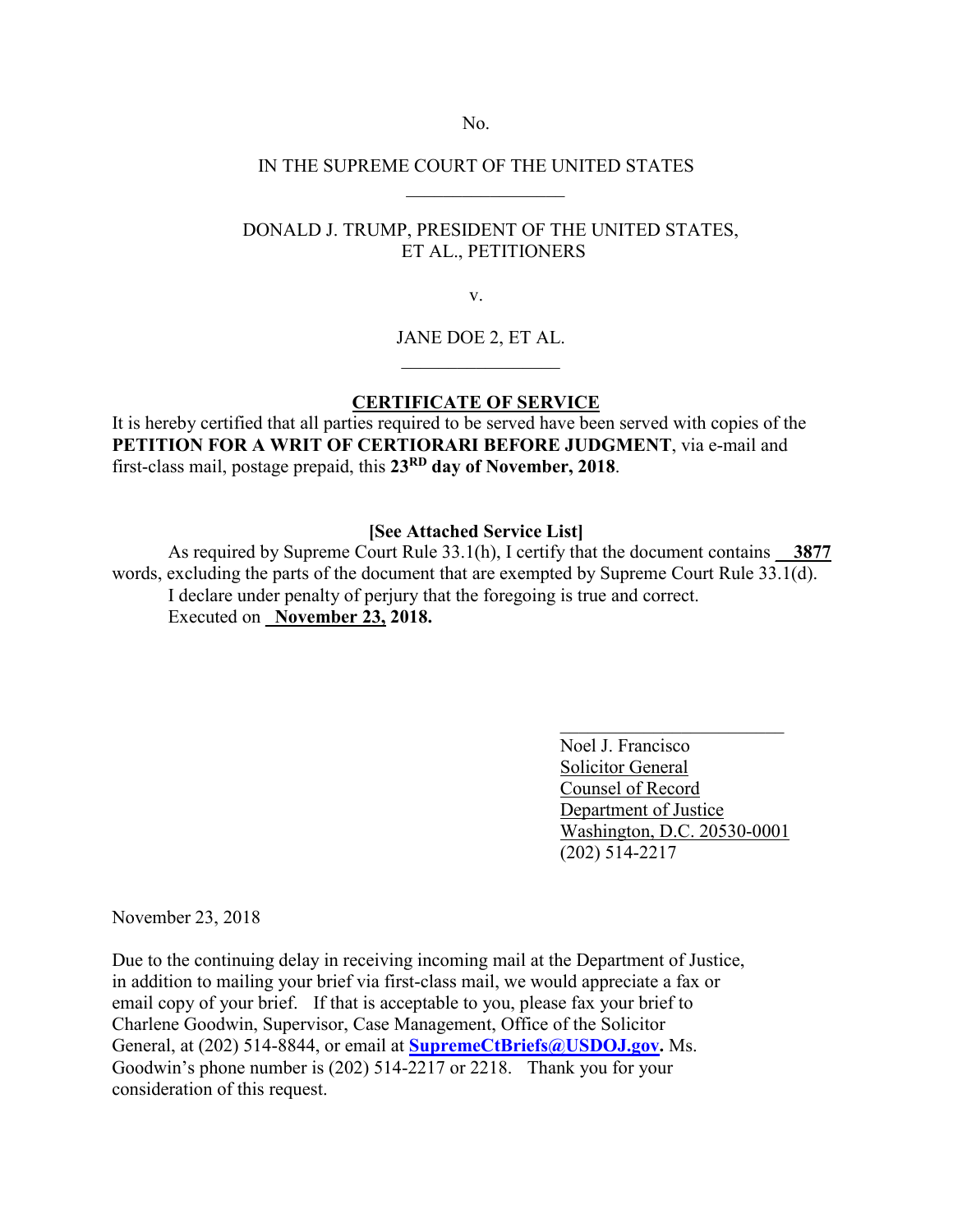No.

IN THE SUPREME COURT OF THE UNITED STATES

\_\_\_\_\_\_\_\_\_\_\_\_\_\_\_\_\_

DONALD J. TRUMP, PRESIDENT OF THE UNITED STATES, ET AL., PETITIONERS

v.

JANE DOE 2, ET AL.

\_\_\_\_\_\_\_\_\_\_\_\_\_\_\_\_\_

**CERTIFICATE OF SERVICE**

It is hereby certified that all parties required to be served have been served with copies of the **PETITION FOR A WRIT OF CERTIORARI BEFORE JUDGMENT**, via e-mail and first-class mail, postage prepaid, this **23RD day of November, 2018**.

**[See Attached Service List]**

As required by Supreme Court Rule 33.1(h), I certify that the document contains **3877** words, excluding the parts of the document that are exempted by Supreme Court Rule 33.1(d).

I declare under penalty of perjury that the foregoing is true and correct.

Executed on **November 23, 2018.**

\_\_\_\_\_\_\_\_\_\_\_\_\_\_\_\_\_\_\_\_\_\_\_\_

Noel J. Francisco
Solicitor General
Counsel of Record
Department of Justice
Washington, D.C. 20530-0001
(202) 514-2217

November 23, 2018

Due to the continuing delay in receiving incoming mail at the Department of Justice, in addition to mailing your brief via first-class mail, we would appreciate a fax or email copy of your brief. If that is acceptable to you, please fax your brief to Charlene Goodwin, Supervisor, Case Management, Office of the Solicitor General, at (202) 514-8844, or email at **SupremeCtBriefs@USDOJ.gov.** Ms. Goodwin's phone number is (202) 514-2217 or 2218. Thank you for your consideration of this request.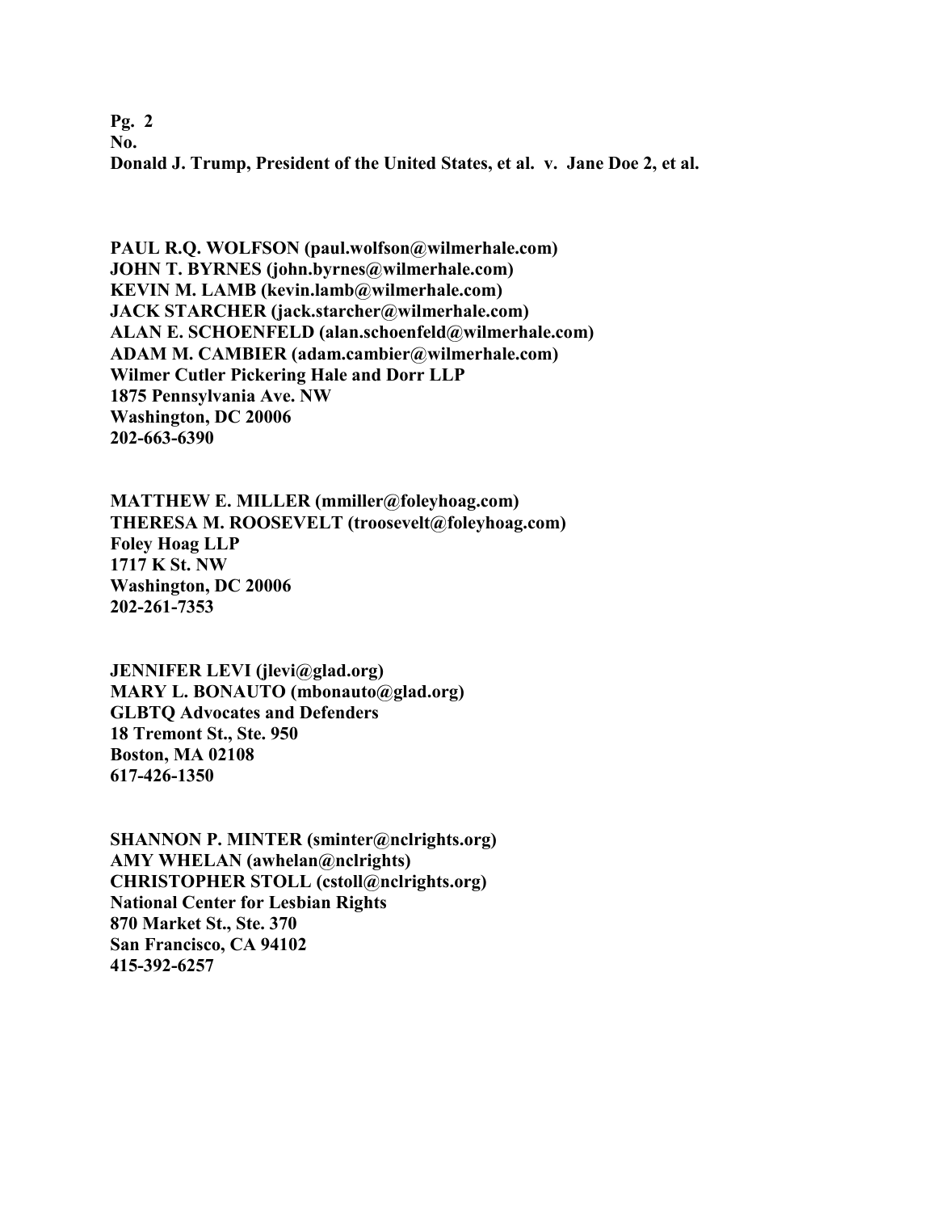**Pg. 2**
**No.**
**Donald J. Trump, President of the United States, et al. v. Jane Doe 2, et al.**

**PAUL R.Q. WOLFSON (paul.wolfson@wilmerhale.com)**
**JOHN T. BYRNES (john.byrnes@wilmerhale.com)**
**KEVIN M. LAMB (kevin.lamb@wilmerhale.com)**
**JACK STARCHER (jack.starcher@wilmerhale.com)**
**ALAN E. SCHOENFELD (alan.schoenfeld@wilmerhale.com)**
**ADAM M. CAMBIER (adam.cambier@wilmerhale.com)**
**Wilmer Cutler Pickering Hale and Dorr LLP**
**1875 Pennsylvania Ave. NW**
**Washington, DC 20006**
**202-663-6390**

**MATTHEW E. MILLER (mmiller@foleyhoag.com)**
**THERESA M. ROOSEVELT (troosevelt@foleyhoag.com)**
**Foley Hoag LLP**
**1717 K St. NW**
**Washington, DC 20006**
**202-261-7353**

**JENNIFER LEVI (jlevi@glad.org)**
**MARY L. BONAUTO (mbonauto@glad.org)**
**GLBTQ Advocates and Defenders**
**18 Tremont St., Ste. 950**
**Boston, MA 02108**
**617-426-1350**

**SHANNON P. MINTER (sminter@nclrights.org)**
**AMY WHELAN (awhelan@nclrights)**
**CHRISTOPHER STOLL (cstoll@nclrights.org)**
**National Center for Lesbian Rights**
**870 Market St., Ste. 370**
**San Francisco, CA 94102**
**415-392-6257**